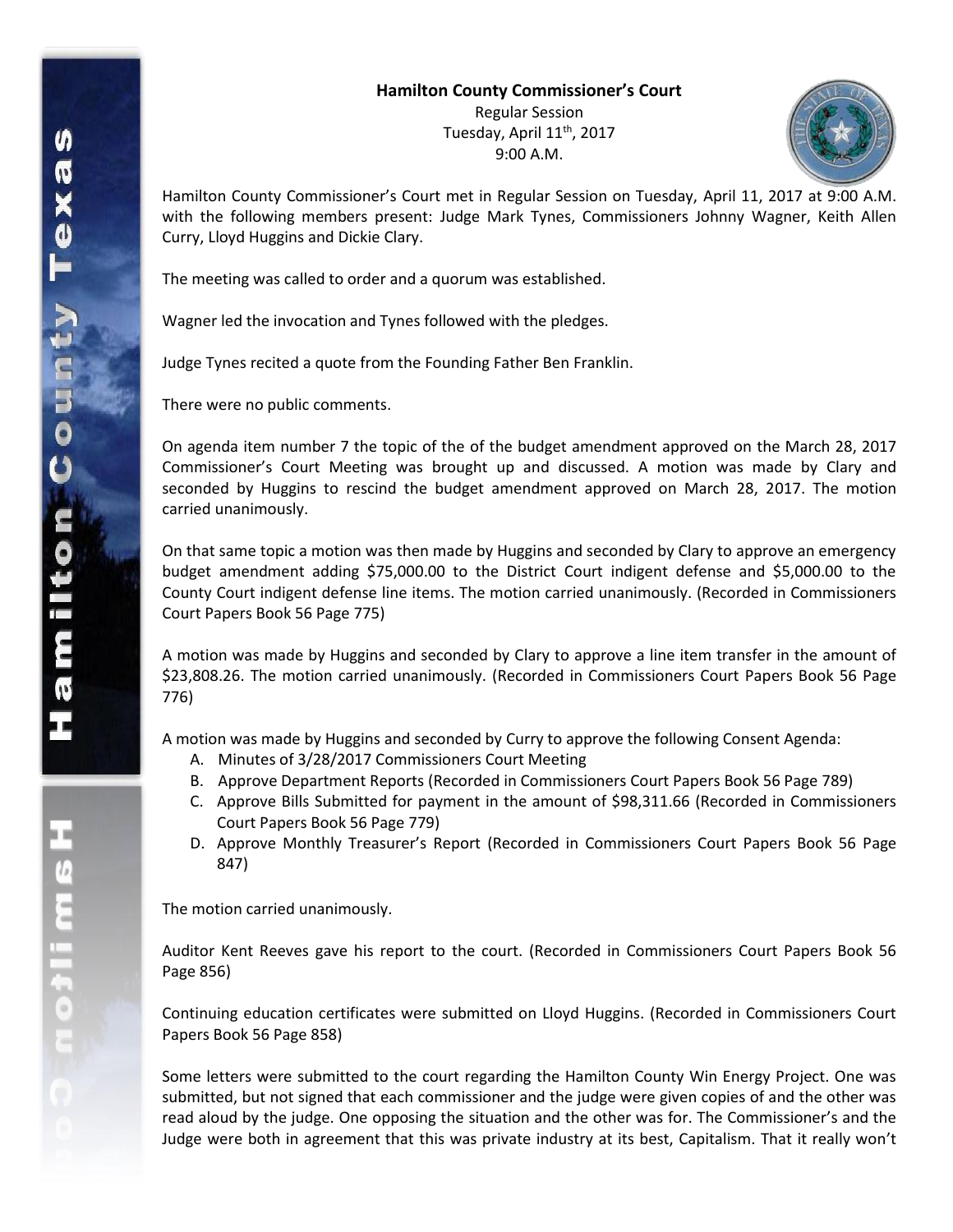**Hamilton County Commissioner's Court**

Regular Session

Tuesday, April 11th, 2017

9:00 A.M.

Hamilton County Commissioner's Court met in Regular Session on Tuesday, April 11, 2017 at 9:00 A.M. with the following members present: Judge Mark Tynes, Commissioners Johnny Wagner, Keith Allen Curry, Lloyd Huggins and Dickie Clary.

The meeting was called to order and a quorum was established.

Wagner led the invocation and Tynes followed with the pledges.

Judge Tynes recited a quote from the Founding Father Ben Franklin.

There were no public comments.

On agenda item number 7 the topic of the of the budget amendment approved on the March 28, 2017 Commissioner's Court Meeting was brought up and discussed. A motion was made by Clary and seconded by Huggins to rescind the budget amendment approved on March 28, 2017. The motion carried unanimously.

On that same topic a motion was then made by Huggins and seconded by Clary to approve an emergency budget amendment adding $75,000.00 to the District Court indigent defense and $5,000.00 to the County Court indigent defense line items. The motion carried unanimously. (Recorded in Commissioners Court Papers Book 56 Page 775)

A motion was made by Huggins and seconded by Clary to approve a line item transfer in the amount of $23,808.26. The motion carried unanimously. (Recorded in Commissioners Court Papers Book 56 Page 776)

A motion was made by Huggins and seconded by Curry to approve the following Consent Agenda:

A. Minutes of 3/28/2017 Commissioners Court Meeting
B. Approve Department Reports (Recorded in Commissioners Court Papers Book 56 Page 789)
C. Approve Bills Submitted for payment in the amount of $98,311.66 (Recorded in Commissioners Court Papers Book 56 Page 779)
D. Approve Monthly Treasurer's Report (Recorded in Commissioners Court Papers Book 56 Page 847)

The motion carried unanimously.

Auditor Kent Reeves gave his report to the court. (Recorded in Commissioners Court Papers Book 56 Page 856)

Continuing education certificates were submitted on Lloyd Huggins. (Recorded in Commissioners Court Papers Book 56 Page 858)

Some letters were submitted to the court regarding the Hamilton County Win Energy Project. One was submitted, but not signed that each commissioner and the judge were given copies of and the other was read aloud by the judge. One opposing the situation and the other was for. The Commissioner's and the Judge were both in agreement that this was private industry at its best, Capitalism. That it really won't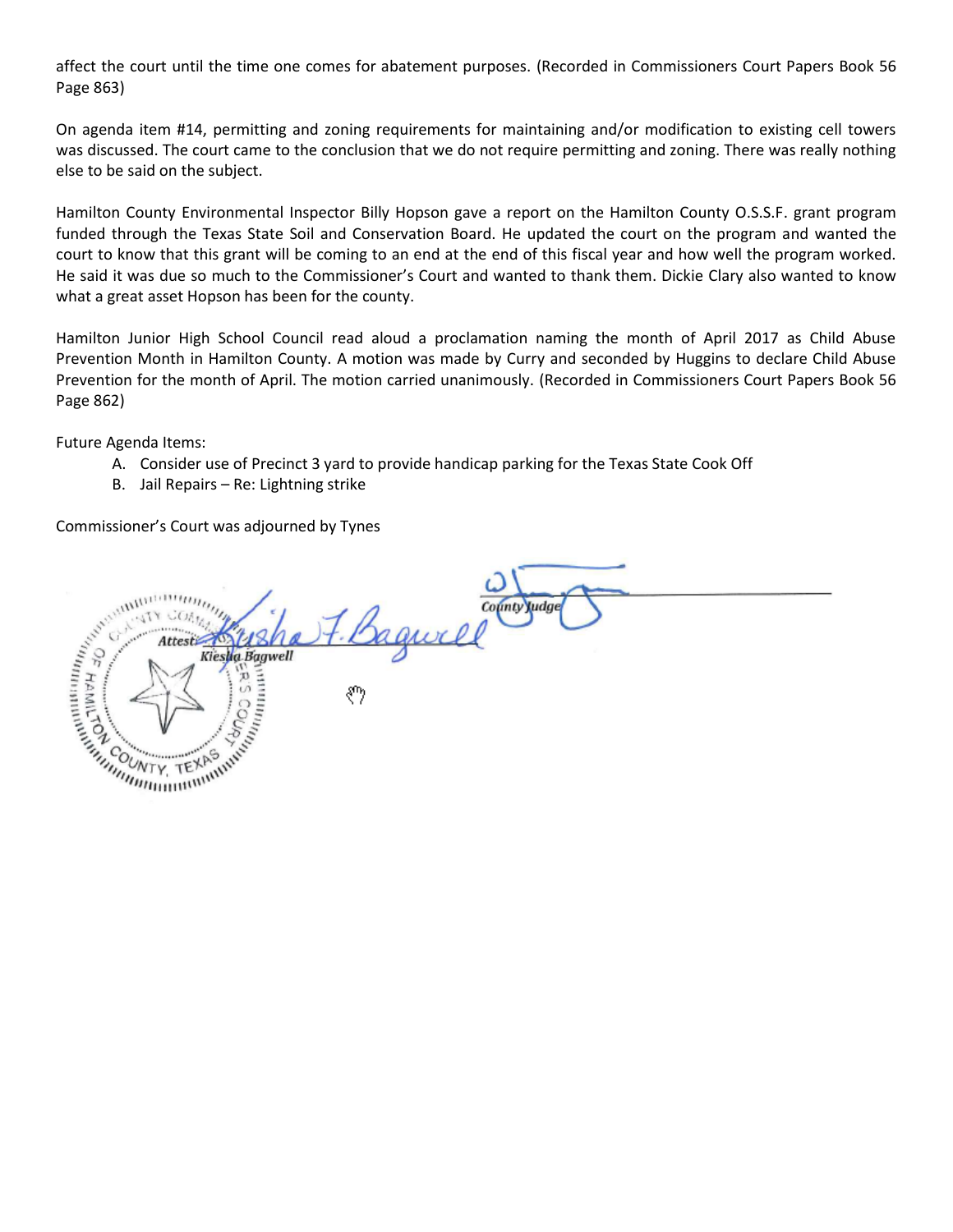affect the court until the time one comes for abatement purposes. (Recorded in Commissioners Court Papers Book 56 Page 863)

On agenda item #14, permitting and zoning requirements for maintaining and/or modification to existing cell towers was discussed. The court came to the conclusion that we do not require permitting and zoning. There was really nothing else to be said on the subject.

Hamilton County Environmental Inspector Billy Hopson gave a report on the Hamilton County O.S.S.F. grant program funded through the Texas State Soil and Conservation Board. He updated the court on the program and wanted the court to know that this grant will be coming to an end at the end of this fiscal year and how well the program worked. He said it was due so much to the Commissioner's Court and wanted to thank them. Dickie Clary also wanted to know what a great asset Hopson has been for the county.

Hamilton Junior High School Council read aloud a proclamation naming the month of April 2017 as Child Abuse Prevention Month in Hamilton County. A motion was made by Curry and seconded by Huggins to declare Child Abuse Prevention for the month of April. The motion carried unanimously. (Recorded in Commissioners Court Papers Book 56 Page 862)

Future Agenda Items:

A. Consider use of Precinct 3 yard to provide handicap parking for the Texas State Cook Off
B. Jail Repairs – Re: Lightning strike

Commissioner's Court was adjourned by Tynes

County Judge

Attest: Kiesha F. Bagwell
Kiesha Bagwell

COMMISSIONERS COURT OF HAMILTON COUNTY, TEXAS